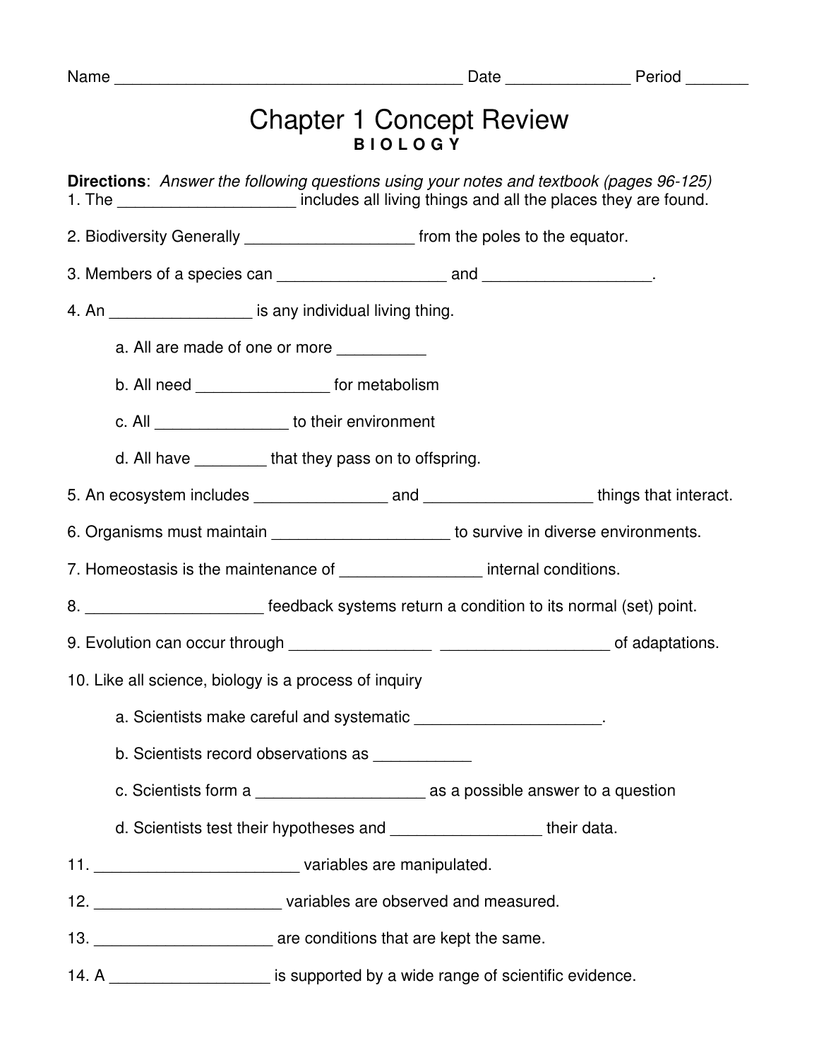Name _______________________________________ Date ______________ Period _______

# Chapter 1 Concept Review

**B I O L O G Y**

**Directions**: *Answer the following questions using your notes and textbook (pages 96-125)*

1. The ____________________ includes all living things and all the places they are found.

2. Biodiversity Generally ___________________ from the poles to the equator.

3. Members of a species can ___________________ and ___________________.

4. An ________________ is any individual living thing.

   a. All are made of one or more __________

   b. All need _______________ for metabolism

   c. All _______________ to their environment

   d. All have ________ that they pass on to offspring.

5. An ecosystem includes _______________ and ___________________ things that interact.

6. Organisms must maintain ____________________ to survive in diverse environments.

7. Homeostasis is the maintenance of ________________ internal conditions.

8. ____________________ feedback systems return a condition to its normal (set) point.

9. Evolution can occur through ________________ ___________________ of adaptations.

10. Like all science, biology is a process of inquiry

    a. Scientists make careful and systematic _____________________.

    b. Scientists record observations as ___________

    c. Scientists form a ___________________ as a possible answer to a question

    d. Scientists test their hypotheses and _________________ their data.

11. _______________________ variables are manipulated.

12. _____________________ variables are observed and measured.

13. ____________________ are conditions that are kept the same.

14. A __________________ is supported by a wide range of scientific evidence.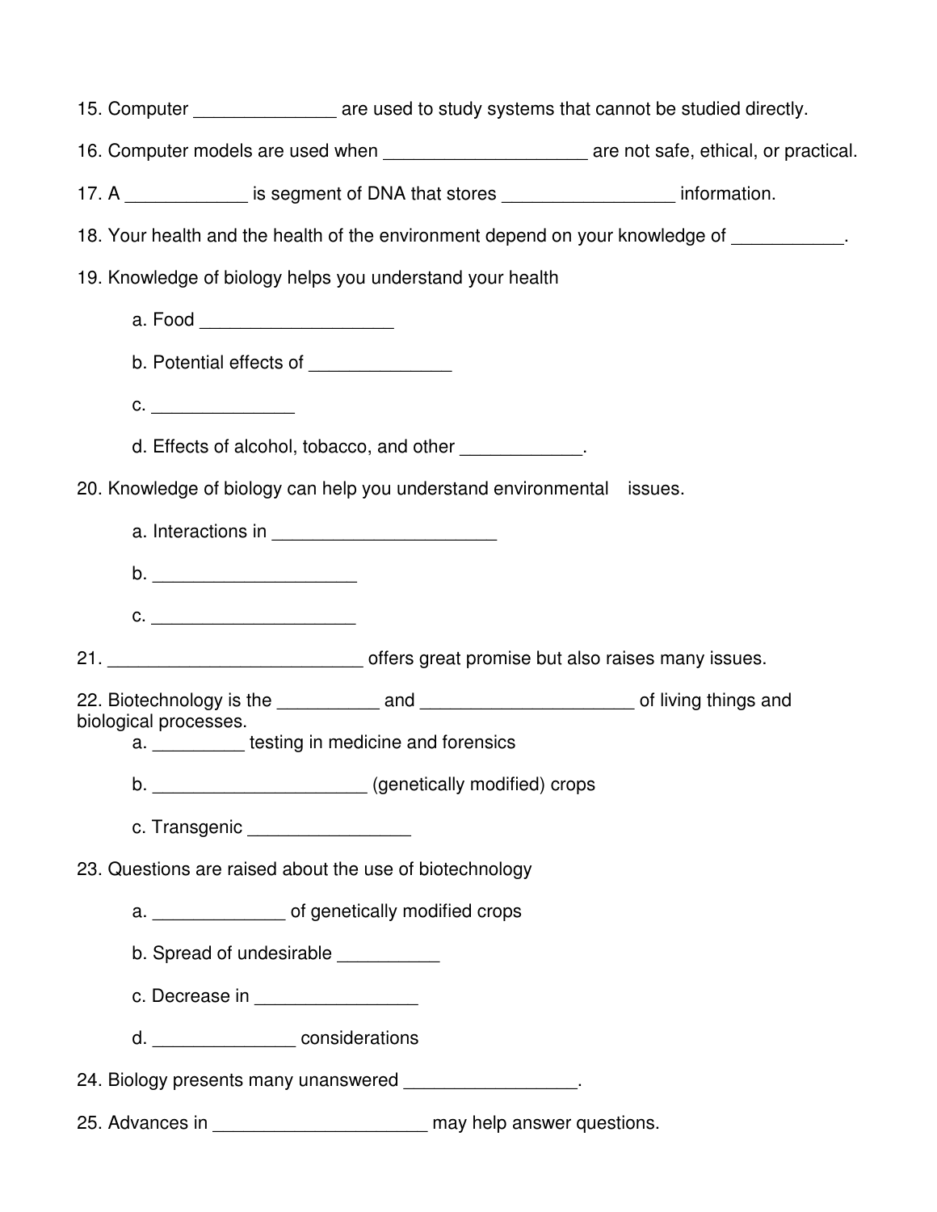15. Computer ______________ are used to study systems that cannot be studied directly.

16. Computer models are used when ____________________ are not safe, ethical, or practical.

17. A ____________ is segment of DNA that stores _________________ information.

18. Your health and the health of the environment depend on your knowledge of ___________.

19. Knowledge of biology helps you understand your health

    a. Food ___________________

    b. Potential effects of ______________

    c. ______________

    d. Effects of alcohol, tobacco, and other ____________.

20. Knowledge of biology can help you understand environmental issues.

    a. Interactions in ______________________

    b. ____________________

    c. ____________________

21. _________________________ offers great promise but also raises many issues.

22. Biotechnology is the __________ and _____________________ of living things and biological processes.

    a. _________ testing in medicine and forensics

    b. _____________________ (genetically modified) crops

    c. Transgenic ________________

23. Questions are raised about the use of biotechnology

    a. _____________ of genetically modified crops

    b. Spread of undesirable __________

    c. Decrease in ________________

    d. ______________ considerations

24. Biology presents many unanswered _________________.

25. Advances in _____________________ may help answer questions.